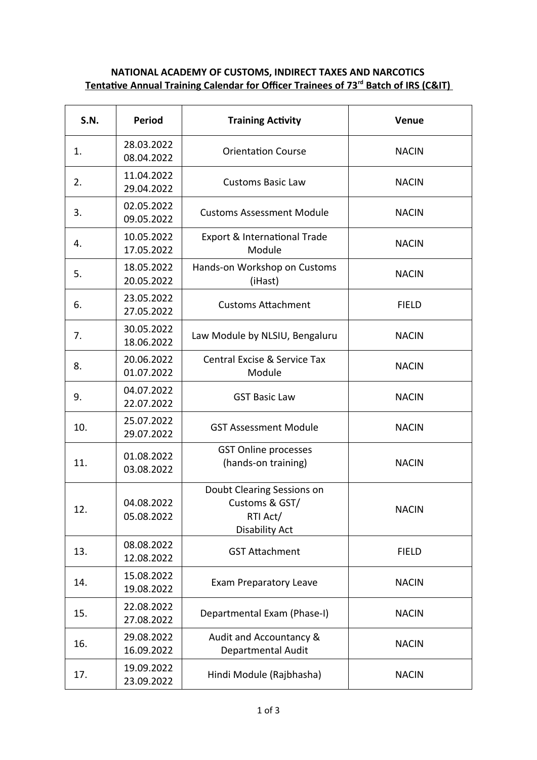**NATIONAL ACADEMY OF CUSTOMS, INDIRECT TAXES AND NARCOTICS**

**Tentative Annual Training Calendar for Officer Trainees of 73rd Batch of IRS (C&IT)**

| S.N. | Period | Training Activity | Venue |
|---|---|---|---|
| 1. | 28.03.2022 08.04.2022 | Orientation Course | NACIN |
| 2. | 11.04.2022 29.04.2022 | Customs Basic Law | NACIN |
| 3. | 02.05.2022 09.05.2022 | Customs Assessment Module | NACIN |
| 4. | 10.05.2022 17.05.2022 | Export & International Trade Module | NACIN |
| 5. | 18.05.2022 20.05.2022 | Hands-on Workshop on Customs (iHast) | NACIN |
| 6. | 23.05.2022 27.05.2022 | Customs Attachment | FIELD |
| 7. | 30.05.2022 18.06.2022 | Law Module by NLSIU, Bengaluru | NACIN |
| 8. | 20.06.2022 01.07.2022 | Central Excise & Service Tax Module | NACIN |
| 9. | 04.07.2022 22.07.2022 | GST Basic Law | NACIN |
| 10. | 25.07.2022 29.07.2022 | GST Assessment Module | NACIN |
| 11. | 01.08.2022 03.08.2022 | GST Online processes (hands-on training) | NACIN |
| 12. | 04.08.2022 05.08.2022 | Doubt Clearing Sessions on Customs & GST/ RTI Act/ Disability Act | NACIN |
| 13. | 08.08.2022 12.08.2022 | GST Attachment | FIELD |
| 14. | 15.08.2022 19.08.2022 | Exam Preparatory Leave | NACIN |
| 15. | 22.08.2022 27.08.2022 | Departmental Exam (Phase-I) | NACIN |
| 16. | 29.08.2022 16.09.2022 | Audit and Accountancy & Departmental Audit | NACIN |
| 17. | 19.09.2022 23.09.2022 | Hindi Module (Rajbhasha) | NACIN |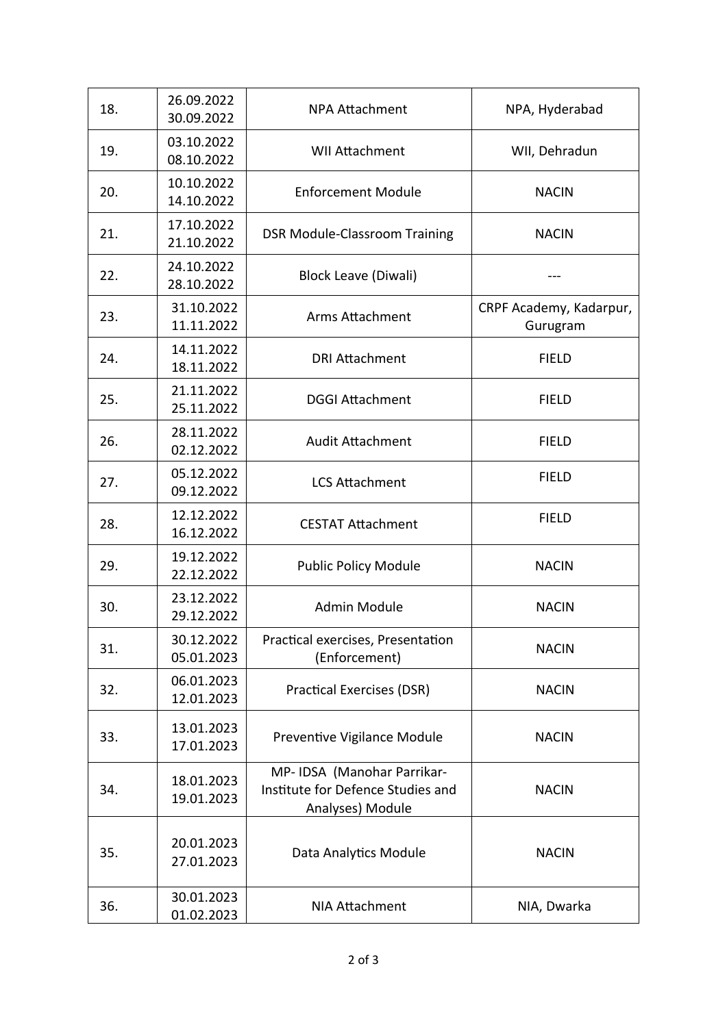| 18. | 26.09.2022 30.09.2022 | NPA Attachment | NPA, Hyderabad |
|---|---|---|---|
| 19. | 03.10.2022 08.10.2022 | WII Attachment | WII, Dehradun |
| 20. | 10.10.2022 14.10.2022 | Enforcement Module | NACIN |
| 21. | 17.10.2022 21.10.2022 | DSR Module-Classroom Training | NACIN |
| 22. | 24.10.2022 28.10.2022 | Block Leave (Diwali) | --- |
| 23. | 31.10.2022 11.11.2022 | Arms Attachment | CRPF Academy, Kadarpur, Gurugram |
| 24. | 14.11.2022 18.11.2022 | DRI Attachment | FIELD |
| 25. | 21.11.2022 25.11.2022 | DGGI Attachment | FIELD |
| 26. | 28.11.2022 02.12.2022 | Audit Attachment | FIELD |
| 27. | 05.12.2022 09.12.2022 | LCS Attachment | FIELD |
| 28. | 12.12.2022 16.12.2022 | CESTAT Attachment | FIELD |
| 29. | 19.12.2022 22.12.2022 | Public Policy Module | NACIN |
| 30. | 23.12.2022 29.12.2022 | Admin Module | NACIN |
| 31. | 30.12.2022 05.01.2023 | Practical exercises, Presentation (Enforcement) | NACIN |
| 32. | 06.01.2023 12.01.2023 | Practical Exercises (DSR) | NACIN |
| 33. | 13.01.2023 17.01.2023 | Preventive Vigilance Module | NACIN |
| 34. | 18.01.2023 19.01.2023 | MP- IDSA (Manohar Parrikar-Institute for Defence Studies and Analyses) Module | NACIN |
| 35. | 20.01.2023 27.01.2023 | Data Analytics Module | NACIN |
| 36. | 30.01.2023 01.02.2023 | NIA Attachment | NIA, Dwarka |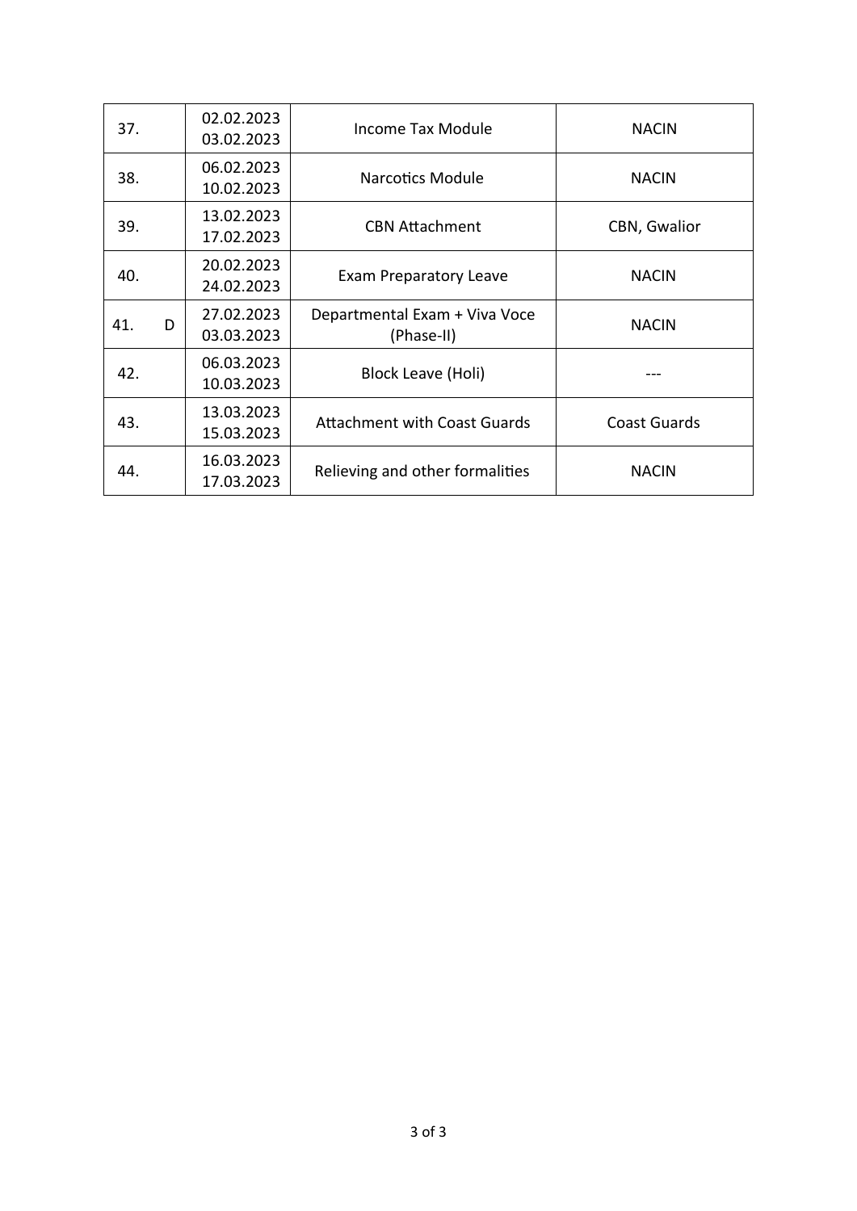| | | | |
|---|---|---|---|
| 37. | 02.02.2023<br>03.02.2023 | Income Tax Module | NACIN |
| 38. | 06.02.2023<br>10.02.2023 | Narcotics Module | NACIN |
| 39. | 13.02.2023<br>17.02.2023 | CBN Attachment | CBN, Gwalior |
| 40. | 20.02.2023<br>24.02.2023 | Exam Preparatory Leave | NACIN |
| 41. D | 27.02.2023<br>03.03.2023 | Departmental Exam + Viva Voce (Phase-II) | NACIN |
| 42. | 06.03.2023<br>10.03.2023 | Block Leave (Holi) | --- |
| 43. | 13.03.2023<br>15.03.2023 | Attachment with Coast Guards | Coast Guards |
| 44. | 16.03.2023<br>17.03.2023 | Relieving and other formalities | NACIN |